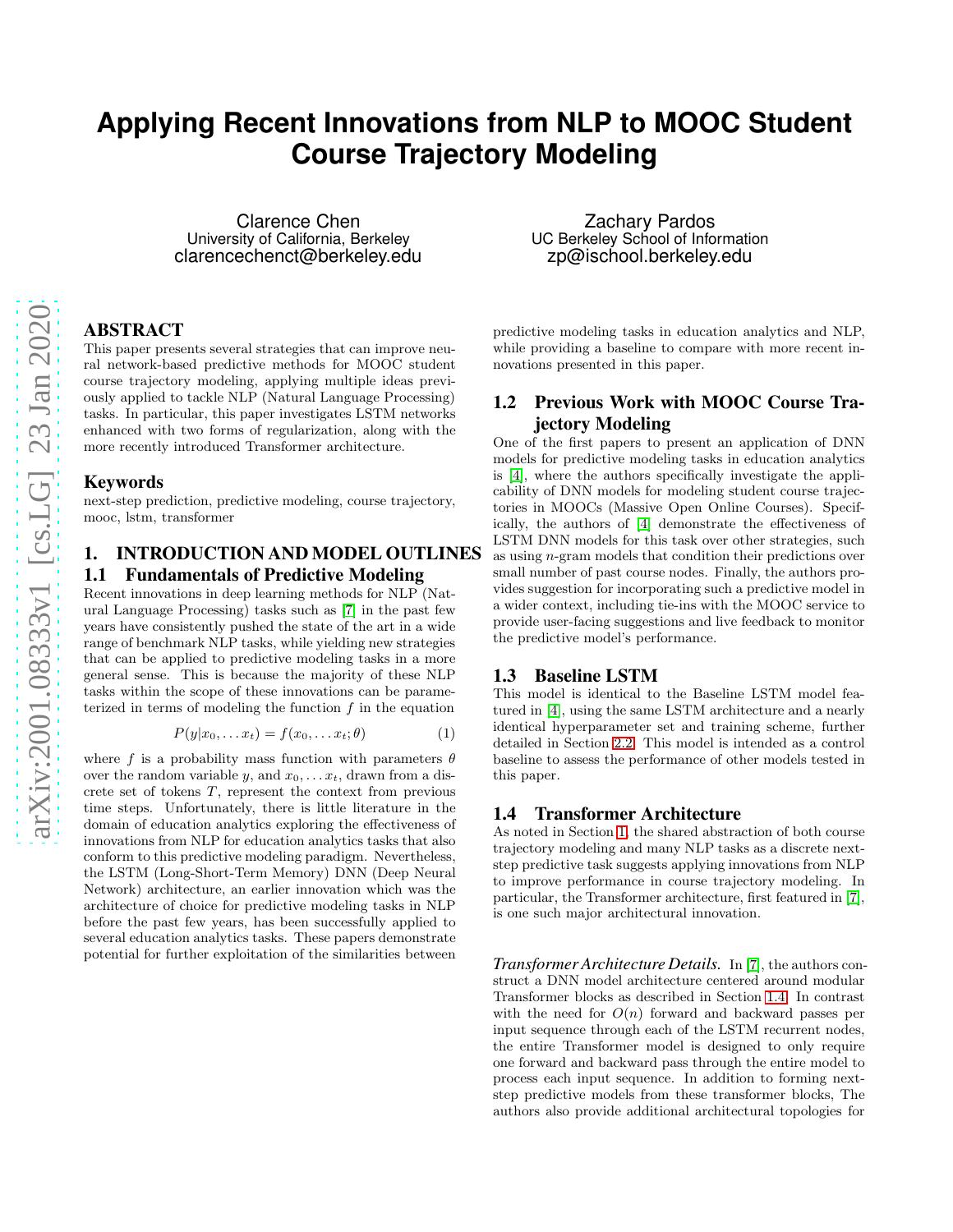// Applying Recent Innovations from NLP to MOOC Student Course Trajectory Modeling

Clarence Chen
University of California, Berkeley
clarencechenct@berkeley.edu

Zachary Pardos
UC Berkeley School of Information
zp@ischool.berkeley.edu

## ABSTRACT

This paper presents several strategies that can improve neural network-based predictive methods for MOOC student course trajectory modeling, applying multiple ideas previously applied to tackle NLP (Natural Language Processing) tasks. In particular, this paper investigates LSTM networks enhanced with two forms of regularization, along with the more recently introduced Transformer architecture.

## Keywords

next-step prediction, predictive modeling, course trajectory, mooc, lstm, transformer

## 1. INTRODUCTION AND MODEL OUTLINES

### 1.1 Fundamentals of Predictive Modeling

Recent innovations in deep learning methods for NLP (Natural Language Processing) tasks such as [7] in the past few years have consistently pushed the state of the art in a wide range of benchmark NLP tasks, while yielding new strategies that can be applied to predictive modeling tasks in a more general sense. This is because the majority of these NLP tasks within the scope of these innovations can be parameterized in terms of modeling the function $f$ in the equation

$$P(y|x_0, \ldots x_t) = f(x_0, \ldots x_t; \theta) \tag{1}$$

where $f$ is a probability mass function with parameters $\theta$ over the random variable $y$, and $x_0, \ldots x_t$, drawn from a discrete set of tokens $T$, represent the context from previous time steps. Unfortunately, there is little literature in the domain of education analytics exploring the effectiveness of innovations from NLP for education analytics tasks that also conform to this predictive modeling paradigm. Nevertheless, the LSTM (Long-Short-Term Memory) DNN (Deep Neural Network) architecture, an earlier innovation which was the architecture of choice for predictive modeling tasks in NLP before the past few years, has been successfully applied to several education analytics tasks. These papers demonstrate potential for further exploitation of the similarities between predictive modeling tasks in education analytics and NLP, while providing a baseline to compare with more recent innovations presented in this paper.

### 1.2 Previous Work with MOOC Course Trajectory Modeling

One of the first papers to present an application of DNN models for predictive modeling tasks in education analytics is [4], where the authors specifically investigate the applicability of DNN models for modeling student course trajectories in MOOCs (Massive Open Online Courses). Specifically, the authors of [4] demonstrate the effectiveness of LSTM DNN models for this task over other strategies, such as using $n$-gram models that condition their predictions over small number of past course nodes. Finally, the authors provides suggestion for incorporating such a predictive model in a wider context, including tie-ins with the MOOC service to provide user-facing suggestions and live feedback to monitor the predictive model's performance.

### 1.3 Baseline LSTM

This model is identical to the Baseline LSTM model featured in [4], using the same LSTM architecture and a nearly identical hyperparameter set and training scheme, further detailed in Section 2.2. This model is intended as a control baseline to assess the performance of other models tested in this paper.

### 1.4 Transformer Architecture

As noted in Section 1, the shared abstraction of both course trajectory modeling and many NLP tasks as a discrete next-step predictive task suggests applying innovations from NLP to improve performance in course trajectory modeling. In particular, the Transformer architecture, first featured in [7], is one such major architectural innovation.

*Transformer Architecture Details.* In [7], the authors construct a DNN model architecture centered around modular Transformer blocks as described in Section 1.4. In contrast with the need for $O(n)$ forward and backward passes per input sequence through each of the LSTM recurrent nodes, the entire Transformer model is designed to only require one forward and backward pass through the entire model to process each input sequence. In addition to forming next-step predictive models from these transformer blocks, The authors also provide additional architectural topologies for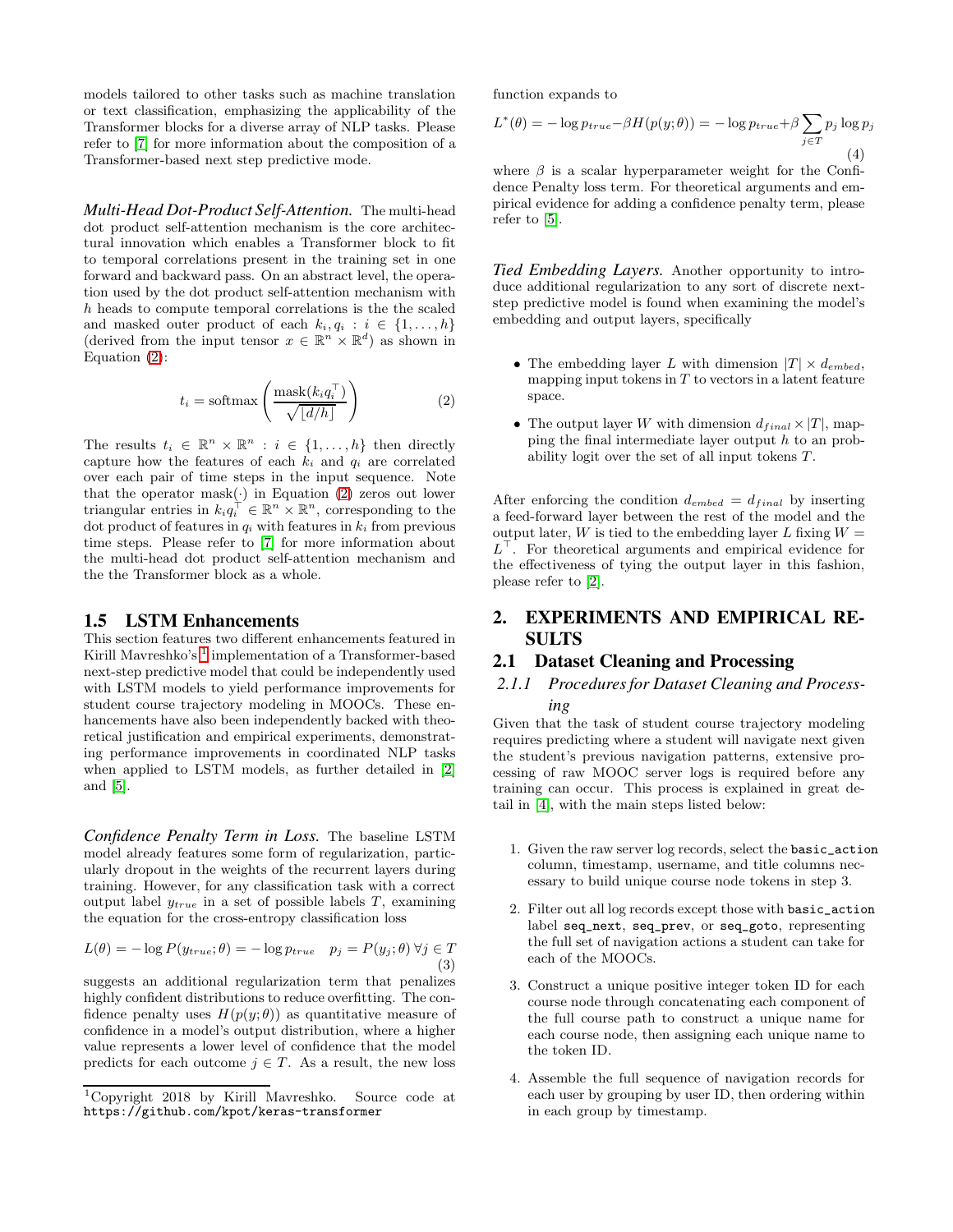models tailored to other tasks such as machine translation or text classification, emphasizing the applicability of the Transformer blocks for a diverse array of NLP tasks. Please refer to [7] for more information about the composition of a Transformer-based next step predictive mode.

*Multi-Head Dot-Product Self-Attention.* The multi-head dot product self-attention mechanism is the core architectural innovation which enables a Transformer block to fit to temporal correlations present in the training set in one forward and backward pass. On an abstract level, the operation used by the dot product self-attention mechanism with $h$ heads to compute temporal correlations is the the scaled and masked outer product of each $k_i, q_i : i \in \{1, \ldots, h\}$ (derived from the input tensor $x \in \mathbb{R}^n \times \mathbb{R}^d$) as shown in Equation (2):

$$t_i = \text{softmax}\left(\frac{\text{mask}(k_i q_i^\top)}{\sqrt{\lfloor d/h \rfloor}}\right) \tag{2}$$

The results $t_i \in \mathbb{R}^n \times \mathbb{R}^n : i \in \{1, \ldots, h\}$ then directly capture how the features of each $k_i$ and $q_i$ are correlated over each pair of time steps in the input sequence. Note that the operator $\text{mask}(\cdot)$ in Equation (2) zeros out lower triangular entries in $k_i q_i^\top \in \mathbb{R}^n \times \mathbb{R}^n$, corresponding to the dot product of features in $q_i$ with features in $k_i$ from previous time steps. Please refer to [7] for more information about the multi-head dot product self-attention mechanism and the the Transformer block as a whole.

### 1.5 LSTM Enhancements

This section features two different enhancements featured in Kirill Mavreshko's [1] implementation of a Transformer-based next-step predictive model that could be independently used with LSTM models to yield performance improvements for student course trajectory modeling in MOOCs. These enhancements have also been independently backed with theoretical justification and empirical experiments, demonstrating performance improvements in coordinated NLP tasks when applied to LSTM models, as further detailed in [2] and [5].

*Confidence Penalty Term in Loss.* The baseline LSTM model already features some form of regularization, particularly dropout in the weights of the recurrent layers during training. However, for any classification task with a correct output label $y_{true}$ in a set of possible labels $T$, examining the equation for the cross-entropy classification loss

$$L(\theta) = -\log P(y_{true}; \theta) = -\log p_{true} \quad p_j = P(y_j; \theta)\, \forall j \in T \tag{3}$$

suggests an additional regularization term that penalizes highly confident distributions to reduce overfitting. The confidence penalty uses $H(p(y;\theta))$ as quantitative measure of confidence in a model's output distribution, where a higher value represents a lower level of confidence that the model predicts for each outcome $j \in T$. As a result, the new loss function expands to

$$L^*(\theta) = -\log p_{true} - \beta H(p(y;\theta)) = -\log p_{true} + \beta \sum_{j \in T} p_j \log p_j \tag{4}$$

where $\beta$ is a scalar hyperparameter weight for the Confidence Penalty loss term. For theoretical arguments and empirical evidence for adding a confidence penalty term, please refer to [5].

*Tied Embedding Layers.* Another opportunity to introduce additional regularization to any sort of discrete next-step predictive model is found when examining the model's embedding and output layers, specifically

- The embedding layer $L$ with dimension $|T| \times d_{embed}$, mapping input tokens in $T$ to vectors in a latent feature space.
- The output layer $W$ with dimension $d_{final} \times |T|$, mapping the final intermediate layer output $h$ to an probability logit over the set of all input tokens $T$.

After enforcing the condition $d_{embed} = d_{final}$ by inserting a feed-forward layer between the rest of the model and the output later, $W$ is tied to the embedding layer $L$ fixing $W = L^\top$. For theoretical arguments and empirical evidence for the effectiveness of tying the output layer in this fashion, please refer to [2].

## 2. EXPERIMENTS AND EMPIRICAL RESULTS

### 2.1 Dataset Cleaning and Processing

#### 2.1.1 Procedures for Dataset Cleaning and Processing

Given that the task of student course trajectory modeling requires predicting where a student will navigate next given the student's previous navigation patterns, extensive processing of raw MOOC server logs is required before any training can occur. This process is explained in great detail in [4], with the main steps listed below:

1. Given the raw server log records, select the `basic_action` column, timestamp, username, and title columns necessary to build unique course node tokens in step 3.
2. Filter out all log records except those with `basic_action` label `seq_next`, `seq_prev`, or `seq_goto`, representing the full set of navigation actions a student can take for each of the MOOCs.
3. Construct a unique positive integer token ID for each course node through concatenating each component of the full course path to construct a unique name for each course node, then assigning each unique name to the token ID.
4. Assemble the full sequence of navigation records for each user by grouping by user ID, then ordering within in each group by timestamp.

[1] Copyright 2018 by Kirill Mavreshko. Source code at `https://github.com/kpot/keras-transformer`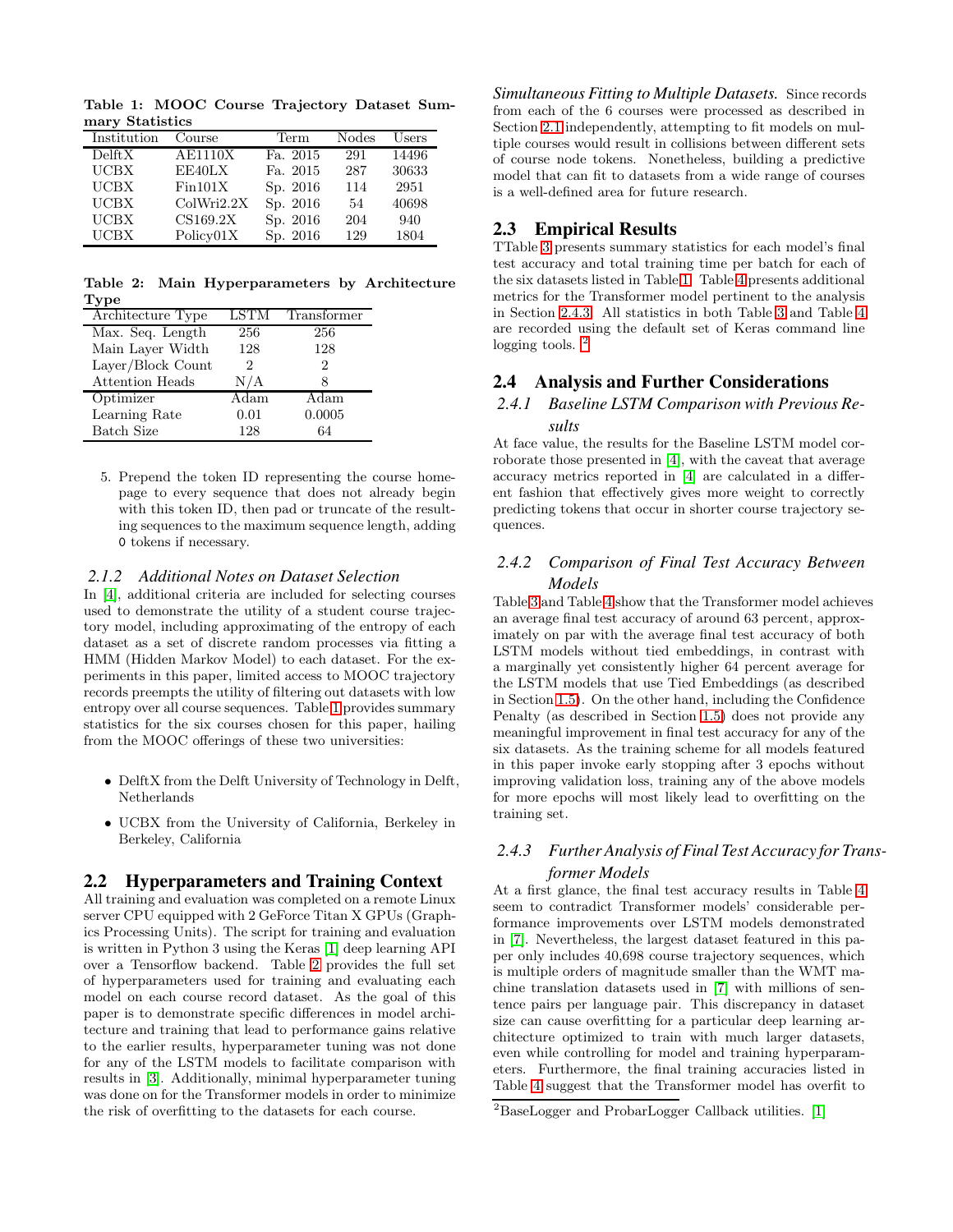**Table 1: MOOC Course Trajectory Dataset Summary Statistics**

| Institution | Course | Term | Nodes | Users |
|---|---|---|---|---|
| DelftX | AE1110X | Fa. 2015 | 291 | 14496 |
| UCBX | EE40LX | Fa. 2015 | 287 | 30633 |
| UCBX | Fin101X | Sp. 2016 | 114 | 2951 |
| UCBX | ColWri2.2X | Sp. 2016 | 54 | 40698 |
| UCBX | CS169.2X | Sp. 2016 | 204 | 940 |
| UCBX | Policy01X | Sp. 2016 | 129 | 1804 |

**Table 2: Main Hyperparameters by Architecture Type**

| Architecture Type | LSTM | Transformer |
|---|---|---|
| Max. Seq. Length | 256 | 256 |
| Main Layer Width | 128 | 128 |
| Layer/Block Count | 2 | 2 |
| Attention Heads | N/A | 8 |
| Optimizer | Adam | Adam |
| Learning Rate | 0.01 | 0.0005 |
| Batch Size | 128 | 64 |

5. Prepend the token ID representing the course homepage to every sequence that does not already begin with this token ID, then pad or truncate of the resulting sequences to the maximum sequence length, adding `0` tokens if necessary.

### 2.1.2 Additional Notes on Dataset Selection

In [4], additional criteria are included for selecting courses used to demonstrate the utility of a student course trajectory model, including approximating of the entropy of each dataset as a set of discrete random processes via fitting a HMM (Hidden Markov Model) to each dataset. For the experiments in this paper, limited access to MOOC trajectory records preempts the utility of filtering out datasets with low entropy over all course sequences. Table 1 provides summary statistics for the six courses chosen for this paper, hailing from the MOOC offerings of these two universities:

- DelftX from the Delft University of Technology in Delft, Netherlands
- UCBX from the University of California, Berkeley in Berkeley, California

## 2.2 Hyperparameters and Training Context

All training and evaluation was completed on a remote Linux server CPU equipped with 2 GeForce Titan X GPUs (Graphics Processing Units). The script for training and evaluation is written in Python 3 using the Keras [1] deep learning API over a Tensorflow backend. Table 2 provides the full set of hyperparameters used for training and evaluating each model on each course record dataset. As the goal of this paper is to demonstrate specific differences in model architecture and training that lead to performance gains relative to the earlier results, hyperparameter tuning was not done for any of the LSTM models to facilitate comparison with results in [3]. Additionally, minimal hyperparameter tuning was done on for the Transformer models in order to minimize the risk of overfitting to the datasets for each course.

*Simultaneous Fitting to Multiple Datasets.* Since records from each of the 6 courses were processed as described in Section 2.1 independently, attempting to fit models on multiple courses would result in collisions between different sets of course node tokens. Nonetheless, building a predictive model that can fit to datasets from a wide range of courses is a well-defined area for future research.

## 2.3 Empirical Results

TTable 3 presents summary statistics for each model's final test accuracy and total training time per batch for each of the six datasets listed in Table 1. Table 4 presents additional metrics for the Transformer model pertinent to the analysis in Section 2.4.3. All statistics in both Table 3 and Table 4 are recorded using the default set of Keras command line logging tools. [2]

## 2.4 Analysis and Further Considerations

### 2.4.1 Baseline LSTM Comparison with Previous Results

At face value, the results for the Baseline LSTM model corroborate those presented in [4], with the caveat that average accuracy metrics reported in [4] are calculated in a different fashion that effectively gives more weight to correctly predicting tokens that occur in shorter course trajectory sequences.

### 2.4.2 Comparison of Final Test Accuracy Between Models

Table 3 and Table 4 show that the Transformer model achieves an average final test accuracy of around 63 percent, approximately on par with the average final test accuracy of both LSTM models without tied embeddings, in contrast with a marginally yet consistently higher 64 percent average for the LSTM models that use Tied Embeddings (as described in Section 1.5). On the other hand, including the Confidence Penalty (as described in Section 1.5) does not provide any meaningful improvement in final test accuracy for any of the six datasets. As the training scheme for all models featured in this paper invoke early stopping after 3 epochs without improving validation loss, training any of the above models for more epochs will most likely lead to overfitting on the training set.

### 2.4.3 Further Analysis of Final Test Accuracy for Transformer Models

At a first glance, the final test accuracy results in Table 4 seem to contradict Transformer models' considerable performance improvements over LSTM models demonstrated in [7]. Nevertheless, the largest dataset featured in this paper only includes 40,698 course trajectory sequences, which is multiple orders of magnitude smaller than the WMT machine translation datasets used in [7] with millions of sentence pairs per language pair. This discrepancy in dataset size can cause overfitting for a particular deep learning architecture optimized to train with much larger datasets, even while controlling for model and training hyperparameters. Furthermore, the final training accuracies listed in Table 4 suggest that the Transformer model has overfit to

[2] BaseLogger and ProbarLogger Callback utilities. [1]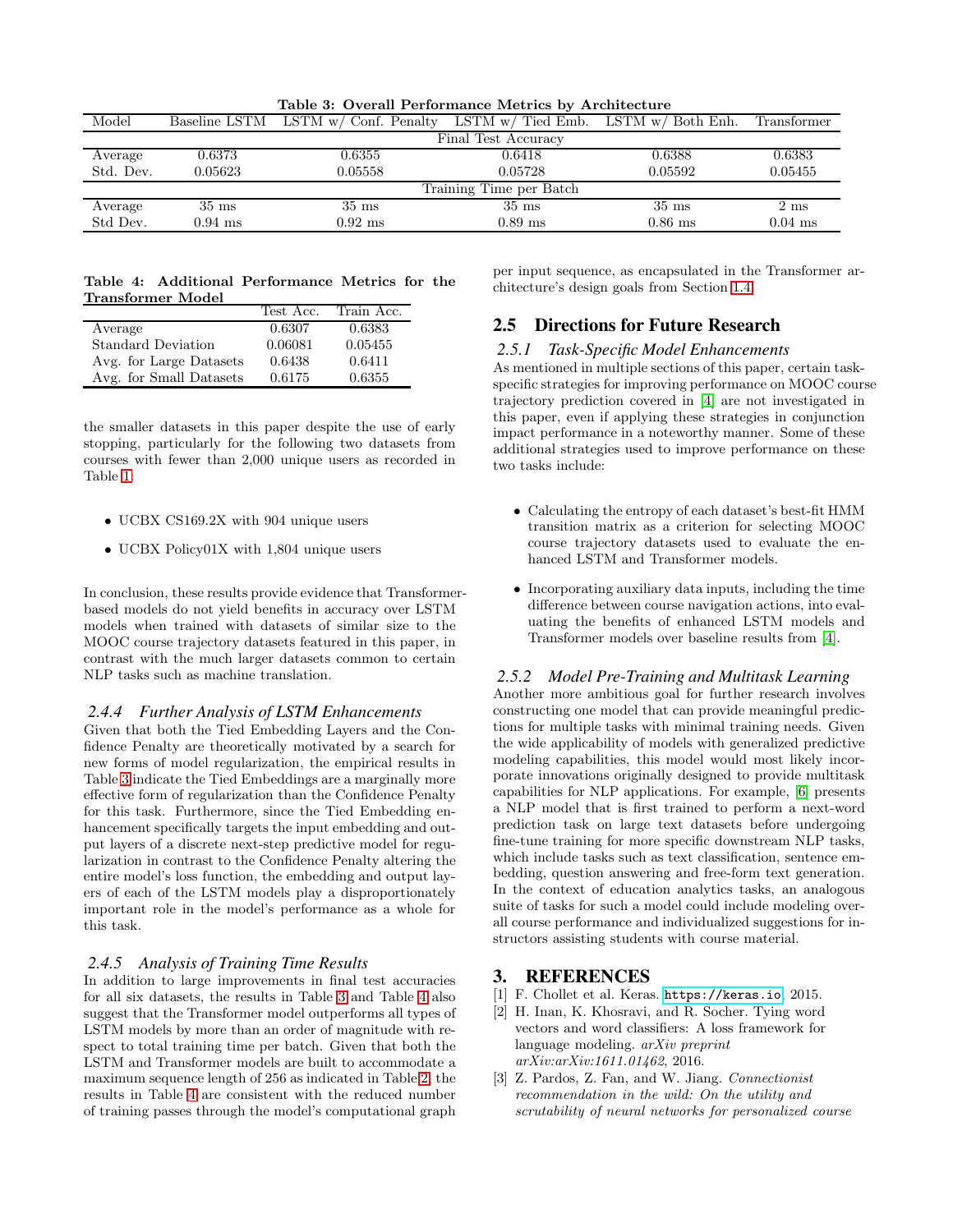**Table 3: Overall Performance Metrics by Architecture**

| Model | Baseline LSTM | LSTM w/ Conf. Penalty | LSTM w/ Tied Emb. | LSTM w/ Both Enh. | Transformer |
|---|---|---|---|---|---|
| | | | Final Test Accuracy | | |
| Average | 0.6373 | 0.6355 | 0.6418 | 0.6388 | 0.6383 |
| Std. Dev. | 0.05623 | 0.05558 | 0.05728 | 0.05592 | 0.05455 |
| | | | Training Time per Batch | | |
| Average | 35 ms | 35 ms | 35 ms | 35 ms | 2 ms |
| Std Dev. | 0.94 ms | 0.92 ms | 0.89 ms | 0.86 ms | 0.04 ms |

**Table 4: Additional Performance Metrics for the Transformer Model**

| | Test Acc. | Train Acc. |
|---|---|---|
| Average | 0.6307 | 0.6383 |
| Standard Deviation | 0.06081 | 0.05455 |
| Avg. for Large Datasets | 0.6438 | 0.6411 |
| Avg. for Small Datasets | 0.6175 | 0.6355 |

the smaller datasets in this paper despite the use of early stopping, particularly for the following two datasets from courses with fewer than 2,000 unique users as recorded in Table 1:

- UCBX CS169.2X with 904 unique users
- UCBX Policy01X with 1,804 unique users

In conclusion, these results provide evidence that Transformer-based models do not yield benefits in accuracy over LSTM models when trained with datasets of similar size to the MOOC course trajectory datasets featured in this paper, in contrast with the much larger datasets common to certain NLP tasks such as machine translation.

### 2.4.4 Further Analysis of LSTM Enhancements

Given that both the Tied Embedding Layers and the Confidence Penalty are theoretically motivated by a search for new forms of model regularization, the empirical results in Table 3 indicate the Tied Embeddings are a marginally more effective form of regularization than the Confidence Penalty for this task. Furthermore, since the Tied Embedding enhancement specifically targets the input embedding and output layers of a discrete next-step predictive model for regularization in contrast to the Confidence Penalty altering the entire model's loss function, the embedding and output layers of each of the LSTM models play a disproportionately important role in the model's performance as a whole for this task.

### 2.4.5 Analysis of Training Time Results

In addition to large improvements in final test accuracies for all six datasets, the results in Table 3 and Table 4 also suggest that the Transformer model outperforms all types of LSTM models by more than an order of magnitude with respect to total training time per batch. Given that both the LSTM and Transformer models are built to accommodate a maximum sequence length of 256 as indicated in Table 2, the results in Table 4 are consistent with the reduced number of training passes through the model's computational graph per input sequence, as encapsulated in the Transformer architecture's design goals from Section 1.4.

## 2.5 Directions for Future Research

### 2.5.1 Task-Specific Model Enhancements

As mentioned in multiple sections of this paper, certain task-specific strategies for improving performance on MOOC course trajectory prediction covered in [4] are not investigated in this paper, even if applying these strategies in conjunction impact performance in a noteworthy manner. Some of these additional strategies used to improve performance on these two tasks include:

- Calculating the entropy of each dataset's best-fit HMM transition matrix as a criterion for selecting MOOC course trajectory datasets used to evaluate the enhanced LSTM and Transformer models.
- Incorporating auxiliary data inputs, including the time difference between course navigation actions, into evaluating the benefits of enhanced LSTM models and Transformer models over baseline results from [4].

### 2.5.2 Model Pre-Training and Multitask Learning

Another more ambitious goal for further research involves constructing one model that can provide meaningful predictions for multiple tasks with minimal training needs. Given the wide applicability of models with generalized predictive modeling capabilities, this model would most likely incorporate innovations originally designed to provide multitask capabilities for NLP applications. For example, [6] presents a NLP model that is first trained to perform a next-word prediction task on large text datasets before undergoing fine-tune training for more specific downstream NLP tasks, which include tasks such as text classification, sentence embedding, question answering and free-form text generation. In the context of education analytics tasks, an analogous suite of tasks for such a model could include modeling overall course performance and individualized suggestions for instructors assisting students with course material.

# 3. REFERENCES

[1] F. Chollet et al. Keras. `https://keras.io`, 2015.

[2] H. Inan, K. Khosravi, and R. Socher. Tying word vectors and word classifiers: A loss framework for language modeling. *arXiv preprint arXiv:arXiv:1611.01462*, 2016.

[3] Z. Pardos, Z. Fan, and W. Jiang. *Connectionist recommendation in the wild: On the utility and scrutability of neural networks for personalized course*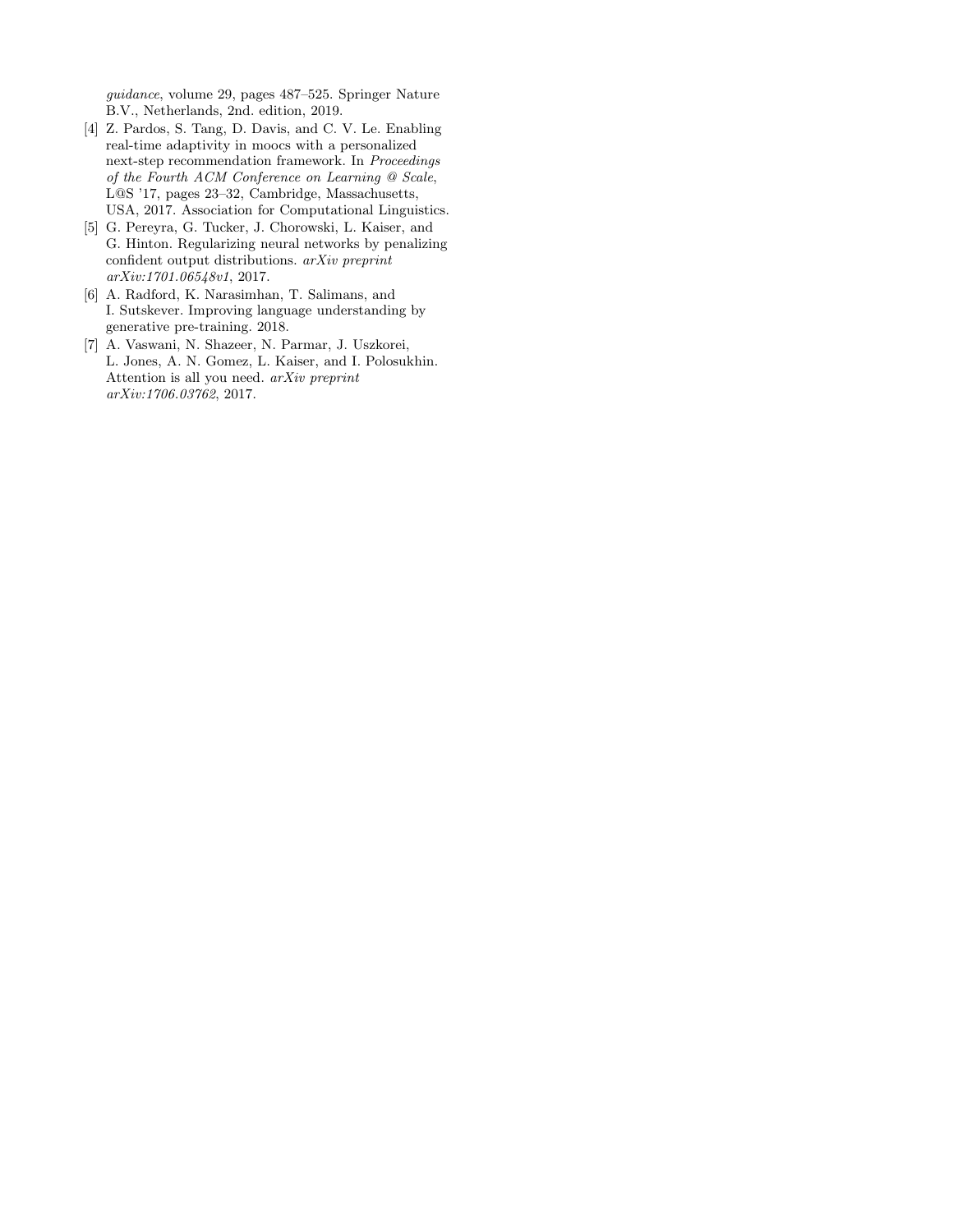*guidance*, volume 29, pages 487–525. Springer Nature B.V., Netherlands, 2nd. edition, 2019.

[4] Z. Pardos, S. Tang, D. Davis, and C. V. Le. Enabling real-time adaptivity in moocs with a personalized next-step recommendation framework. In *Proceedings of the Fourth ACM Conference on Learning @ Scale*, L@S '17, pages 23–32, Cambridge, Massachusetts, USA, 2017. Association for Computational Linguistics.

[5] G. Pereyra, G. Tucker, J. Chorowski, L. Kaiser, and G. Hinton. Regularizing neural networks by penalizing confident output distributions. *arXiv preprint arXiv:1701.06548v1*, 2017.

[6] A. Radford, K. Narasimhan, T. Salimans, and I. Sutskever. Improving language understanding by generative pre-training. 2018.

[7] A. Vaswani, N. Shazeer, N. Parmar, J. Uszkorei, L. Jones, A. N. Gomez, L. Kaiser, and I. Polosukhin. Attention is all you need. *arXiv preprint arXiv:1706.03762*, 2017.